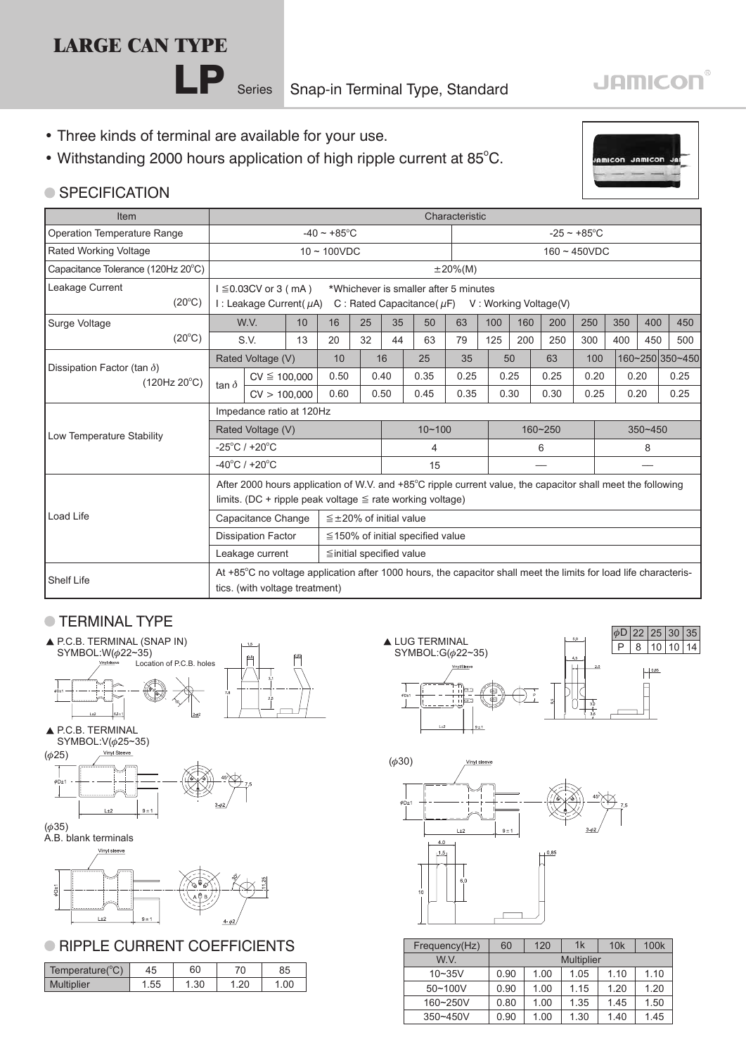# LARGE CAN TYPE

## LP Series Snap-in Terminal Type, Standard

JAMICON

- Three kinds of terminal are available for your use.
- Withstanding 2000 hours application of high ripple current at 85°C.

## SPECIFICATION

| Item | Characteristic |
|---|---|
| Operation Temperature Range | -40 ~ +85°C (10 ~ 100VDC); -25 ~ +85°C (160 ~ 450VDC) |
| Rated Working Voltage | 10 ~ 100VDC; 160 ~ 450VDC |
| Capacitance Tolerance (120Hz 20°C) | ±20%(M) |
| Leakage Current (20°C) | I ≦0.03CV or 3 ( mA ) *Whichever is smaller after 5 minutes<br>I : Leakage Current( μA) C : Rated Capacitance( μF) V : Working Voltage(V) |

**Surge Voltage (20°C)**

| W.V. | 10 | 16 | 25 | 35 | 50 | 63 | 100 | 160 | 200 | 250 | 350 | 400 | 450 |
|---|---|---|---|---|---|---|---|---|---|---|---|---|---|
| S.V. | 13 | 20 | 32 | 44 | 63 | 79 | 125 | 200 | 250 | 300 | 400 | 450 | 500 |

**Dissipation Factor (tan δ) (120Hz 20°C)**

| Rated Voltage (V) | | 10 | 16 | 25 | 35 | 50 | 63 | 100 | 160~250 | 350~450 |
|---|---|---|---|---|---|---|---|---|---|---|
| tan δ | CV ≦ 100,000 | 0.50 | 0.40 | 0.35 | 0.25 | 0.25 | 0.25 | 0.20 | 0.20 | 0.25 |
| | CV > 100,000 | 0.60 | 0.50 | 0.45 | 0.35 | 0.30 | 0.30 | 0.25 | 0.20 | 0.25 |

**Low Temperature Stability** — Impedance ratio at 120Hz

| Rated Voltage (V) | 10~100 | 160~250 | 350~450 |
|---|---|---|---|
| -25°C / +20°C | 4 | 6 | 8 |
| -40°C / +20°C | 15 | — | — |

**Load Life**

After 2000 hours application of W.V. and +85°C ripple current value, the capacitor shall meet the following limits. (DC + ripple peak voltage ≦ rate working voltage)

| Capacitance Change | ≦±20% of initial value |
|---|---|
| Dissipation Factor | ≦150% of initial specified value |
| Leakage current | ≦initial specified value |

**Shelf Life**

At +85°C no voltage application after 1000 hours, the capacitor shall meet the limits for load life characteristics. (with voltage treatment)

## TERMINAL TYPE

▲ P.C.B. TERMINAL (SNAP IN) SYMBOL:W(φ22~35)

Location of P.C.B. holes

▲ P.C.B. TERMINAL SYMBOL:V(φ25~35)

(φ25)

(φ35) A.B. blank terminals

▲ LUG TERMINAL SYMBOL:G(φ22~35)

| φD | 22 | 25 | 30 | 35 |
|---|---|---|---|---|
| P | 8 | 10 | 10 | 14 |

(φ30)

## RIPPLE CURRENT COEFFICIENTS

| Temperature(°C) | 45 | 60 | 70 | 85 |
|---|---|---|---|---|
| Multiplier | 1.55 | 1.30 | 1.20 | 1.00 |

| Frequency(Hz) | 60 | 120 | 1k | 10k | 100k |
|---|---|---|---|---|---|
| W.V. | Multiplier | | | | |
| 10~35V | 0.90 | 1.00 | 1.05 | 1.10 | 1.10 |
| 50~100V | 0.90 | 1.00 | 1.15 | 1.20 | 1.20 |
| 160~250V | 0.80 | 1.00 | 1.35 | 1.45 | 1.50 |
| 350~450V | 0.90 | 1.00 | 1.30 | 1.40 | 1.45 |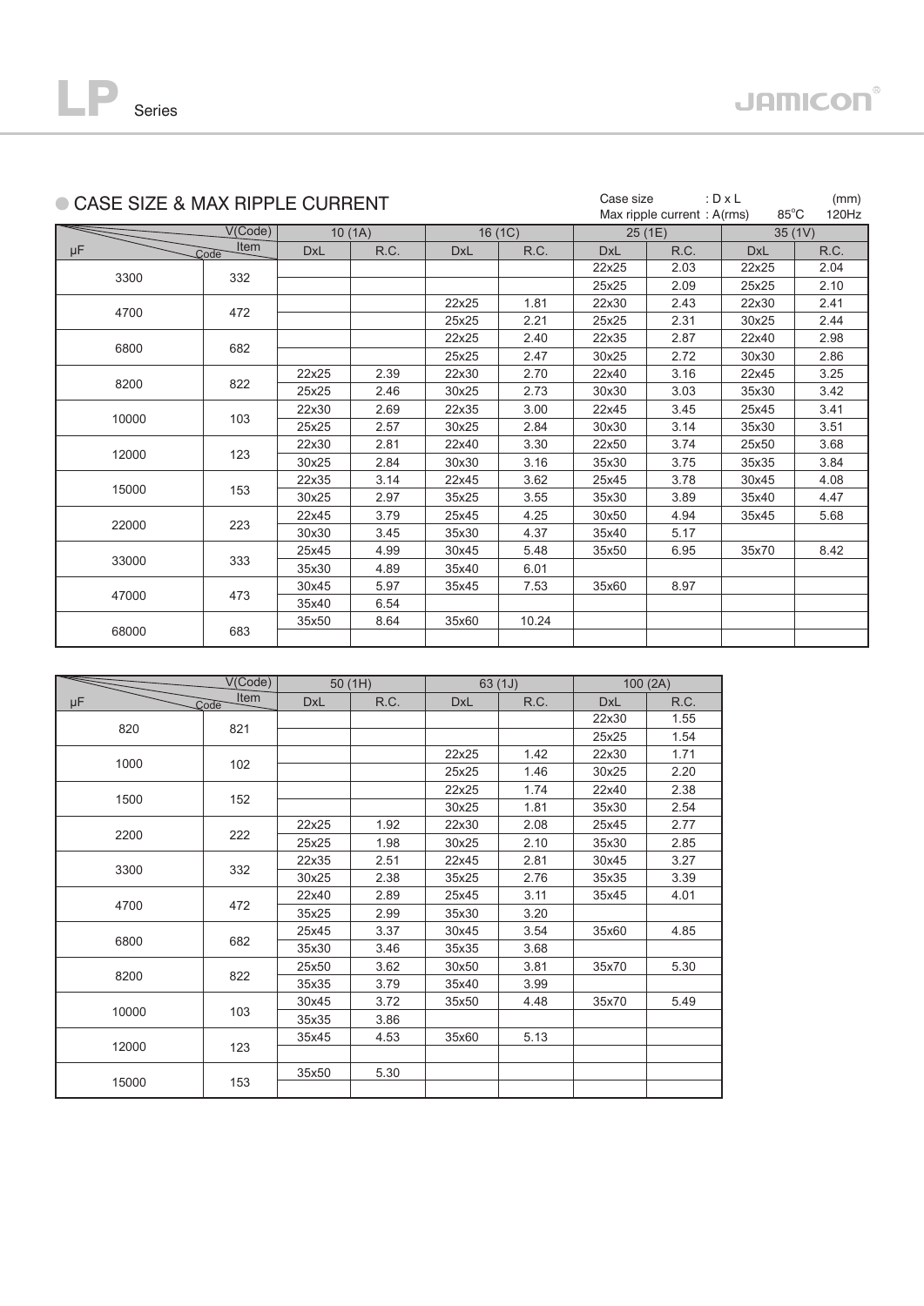# LP Series

## CASE SIZE & MAX RIPPLE CURRENT

Case size : D x L (mm)
Max ripple current : A(rms) 85°C 120Hz

| μF | V(Code) / Item Code | 10 (1A) DxL | 10 (1A) R.C. | 16 (1C) DxL | 16 (1C) R.C. | 25 (1E) DxL | 25 (1E) R.C. | 35 (1V) DxL | 35 (1V) R.C. |
|---|---|---|---|---|---|---|---|---|---|
| 3300 | 332 | | | | | 22x25 | 2.03 | 22x25 | 2.04 |
| | | | | | | 25x25 | 2.09 | 25x25 | 2.10 |
| 4700 | 472 | | | 22x25 | 1.81 | 22x30 | 2.43 | 22x30 | 2.41 |
| | | | | 25x25 | 2.21 | 25x25 | 2.31 | 30x25 | 2.44 |
| 6800 | 682 | | | 22x25 | 2.40 | 22x35 | 2.87 | 22x40 | 2.98 |
| | | | | 25x25 | 2.47 | 30x25 | 2.72 | 30x30 | 2.86 |
| 8200 | 822 | 22x25 | 2.39 | 22x30 | 2.70 | 22x40 | 3.16 | 22x45 | 3.25 |
| | | 25x25 | 2.46 | 30x25 | 2.73 | 30x30 | 3.03 | 35x30 | 3.42 |
| 10000 | 103 | 22x30 | 2.69 | 22x35 | 3.00 | 22x45 | 3.45 | 25x45 | 3.41 |
| | | 25x25 | 2.57 | 30x25 | 2.84 | 30x30 | 3.14 | 35x30 | 3.51 |
| 12000 | 123 | 22x30 | 2.81 | 22x40 | 3.30 | 22x50 | 3.74 | 25x50 | 3.68 |
| | | 30x25 | 2.84 | 30x30 | 3.16 | 35x30 | 3.75 | 35x35 | 3.84 |
| 15000 | 153 | 22x35 | 3.14 | 22x45 | 3.62 | 25x45 | 3.78 | 30x45 | 4.08 |
| | | 30x25 | 2.97 | 35x25 | 3.55 | 35x30 | 3.89 | 35x40 | 4.47 |
| 22000 | 223 | 22x45 | 3.79 | 25x45 | 4.25 | 30x50 | 4.94 | 35x45 | 5.68 |
| | | 30x30 | 3.45 | 35x30 | 4.37 | 35x40 | 5.17 | | |
| 33000 | 333 | 25x45 | 4.99 | 30x45 | 5.48 | 35x50 | 6.95 | 35x70 | 8.42 |
| | | 35x30 | 4.89 | 35x40 | 6.01 | | | | |
| 47000 | 473 | 30x45 | 5.97 | 35x45 | 7.53 | 35x60 | 8.97 | | |
| | | 35x40 | 6.54 | | | | | | |
| 68000 | 683 | 35x50 | 8.64 | 35x60 | 10.24 | | | | |
| | | | | | | | | | |

| μF | V(Code) / Item Code | 50 (1H) DxL | 50 (1H) R.C. | 63 (1J) DxL | 63 (1J) R.C. | 100 (2A) DxL | 100 (2A) R.C. |
|---|---|---|---|---|---|---|---|
| 820 | 821 | | | | | 22x30 | 1.55 |
| | | | | | | 25x25 | 1.54 |
| 1000 | 102 | | | 22x25 | 1.42 | 22x30 | 1.71 |
| | | | | 25x25 | 1.46 | 30x25 | 2.20 |
| 1500 | 152 | | | 22x25 | 1.74 | 22x40 | 2.38 |
| | | | | 30x25 | 1.81 | 35x30 | 2.54 |
| 2200 | 222 | 22x25 | 1.92 | 22x30 | 2.08 | 25x45 | 2.77 |
| | | 25x25 | 1.98 | 30x25 | 2.10 | 35x30 | 2.85 |
| 3300 | 332 | 22x35 | 2.51 | 22x45 | 2.81 | 30x45 | 3.27 |
| | | 30x25 | 2.38 | 35x25 | 2.76 | 35x35 | 3.39 |
| 4700 | 472 | 22x40 | 2.89 | 25x45 | 3.11 | 35x45 | 4.01 |
| | | 35x25 | 2.99 | 35x30 | 3.20 | | |
| 6800 | 682 | 25x45 | 3.37 | 30x45 | 3.54 | 35x60 | 4.85 |
| | | 35x30 | 3.46 | 35x35 | 3.68 | | |
| 8200 | 822 | 25x50 | 3.62 | 30x50 | 3.81 | 35x70 | 5.30 |
| | | 35x35 | 3.79 | 35x40 | 3.99 | | |
| 10000 | 103 | 30x45 | 3.72 | 35x50 | 4.48 | 35x70 | 5.49 |
| | | 35x35 | 3.86 | | | | |
| 12000 | 123 | 35x45 | 4.53 | 35x60 | 5.13 | | |
| | | | | | | | |
| 15000 | 153 | 35x50 | 5.30 | | | | |
| | | | | | | | |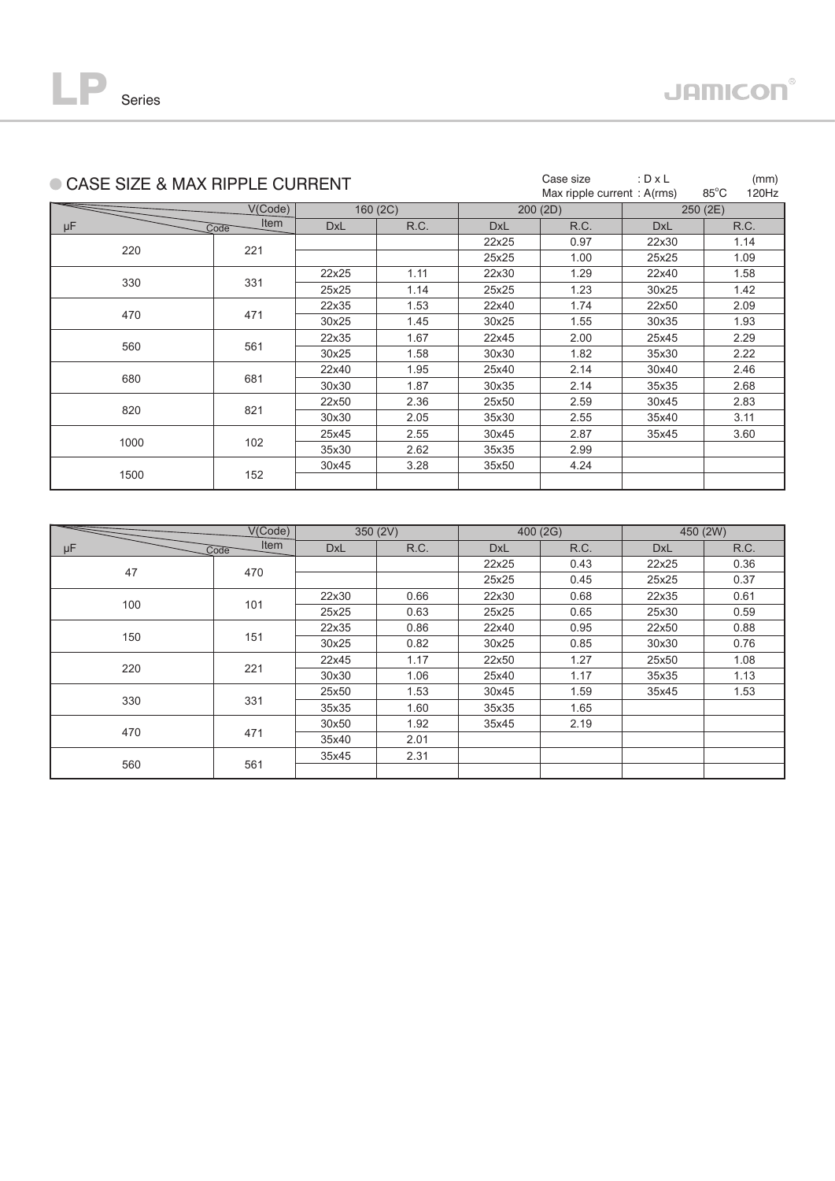## CASE SIZE & MAX RIPPLE CURRENT

Case size : D x L (mm)
Max ripple current : A(rms) 85°C 120Hz

| μF | Code | 160 (2C) DxL | 160 (2C) R.C. | 200 (2D) DxL | 200 (2D) R.C. | 250 (2E) DxL | 250 (2E) R.C. |
|---|---|---|---|---|---|---|---|
| 220 | 221 | | | 22x25 | 0.97 | 22x30 | 1.14 |
| | | | | 25x25 | 1.00 | 25x25 | 1.09 |
| 330 | 331 | 22x25 | 1.11 | 22x30 | 1.29 | 22x40 | 1.58 |
| | | 25x25 | 1.14 | 25x25 | 1.23 | 30x25 | 1.42 |
| 470 | 471 | 22x35 | 1.53 | 22x40 | 1.74 | 22x50 | 2.09 |
| | | 30x25 | 1.45 | 30x25 | 1.55 | 30x35 | 1.93 |
| 560 | 561 | 22x35 | 1.67 | 22x45 | 2.00 | 25x45 | 2.29 |
| | | 30x25 | 1.58 | 30x30 | 1.82 | 35x30 | 2.22 |
| 680 | 681 | 22x40 | 1.95 | 25x40 | 2.14 | 30x40 | 2.46 |
| | | 30x30 | 1.87 | 30x35 | 2.14 | 35x35 | 2.68 |
| 820 | 821 | 22x50 | 2.36 | 25x50 | 2.59 | 30x45 | 2.83 |
| | | 30x30 | 2.05 | 35x30 | 2.55 | 35x40 | 3.11 |
| 1000 | 102 | 25x45 | 2.55 | 30x45 | 2.87 | 35x45 | 3.60 |
| | | 35x30 | 2.62 | 35x35 | 2.99 | | |
| 1500 | 152 | 30x45 | 3.28 | 35x50 | 4.24 | | |
| | | | | | | | |

| μF | Code | 350 (2V) DxL | 350 (2V) R.C. | 400 (2G) DxL | 400 (2G) R.C. | 450 (2W) DxL | 450 (2W) R.C. |
|---|---|---|---|---|---|---|---|
| 47 | 470 | | | 22x25 | 0.43 | 22x25 | 0.36 |
| | | | | 25x25 | 0.45 | 25x25 | 0.37 |
| 100 | 101 | 22x30 | 0.66 | 22x30 | 0.68 | 22x35 | 0.61 |
| | | 25x25 | 0.63 | 25x25 | 0.65 | 25x30 | 0.59 |
| 150 | 151 | 22x35 | 0.86 | 22x40 | 0.95 | 22x50 | 0.88 |
| | | 30x25 | 0.82 | 30x25 | 0.85 | 30x30 | 0.76 |
| 220 | 221 | 22x45 | 1.17 | 22x50 | 1.27 | 25x50 | 1.08 |
| | | 30x30 | 1.06 | 25x40 | 1.17 | 35x35 | 1.13 |
| 330 | 331 | 25x50 | 1.53 | 30x45 | 1.59 | 35x45 | 1.53 |
| | | 35x35 | 1.60 | 35x35 | 1.65 | | |
| 470 | 471 | 30x50 | 1.92 | 35x45 | 2.19 | | |
| | | 35x40 | 2.01 | | | | |
| 560 | 561 | 35x45 | 2.31 | | | | |
| | | | | | | | |